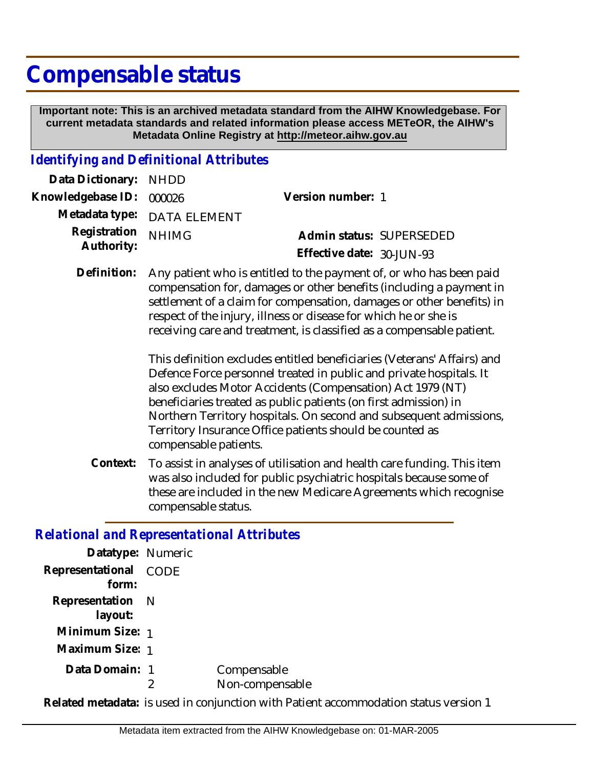# Compensable status

**Important note: This is an archived metadata standard from the AIHW Knowledgebase. For current metadata standards and related information please access METeOR, the AIHW's Metadata Online Registry at http://meteor.aihw.gov.au**

## *Identifying and Definitional Attributes*

**Data Dictionary:** NHDD

**Knowledgebase ID:** 000026

**Version number:** 1

**Metadata type:** DATA ELEMENT

**Registration Authority:** NHIMG

**Admin status:** SUPERSEDED

**Effective date:** 30-JUN-93

**Definition:** Any patient who is entitled to the payment of, or who has been paid compensation for, damages or other benefits (including a payment in settlement of a claim for compensation, damages or other benefits) in respect of the injury, illness or disease for which he or she is receiving care and treatment, is classified as a compensable patient.

This definition excludes entitled beneficiaries (Veterans' Affairs) and Defence Force personnel treated in public and private hospitals. It also excludes Motor Accidents (Compensation) Act 1979 (NT) beneficiaries treated as public patients (on first admission) in Northern Territory hospitals. On second and subsequent admissions, Territory Insurance Office patients should be counted as compensable patients.

**Context:** To assist in analyses of utilisation and health care funding. This item was also included for public psychiatric hospitals because some of these are included in the new Medicare Agreements which recognise compensable status.

## *Relational and Representational Attributes*

**Datatype:** Numeric

**Representational form:** CODE

**Representation layout:** N

**Minimum Size:** 1

**Maximum Size:** 1

**Data Domain:**

1 Compensable

2 Non-compensable

**Related metadata:** is used in conjunction with Patient accommodation status version 1

Metadata item extracted from the AIHW Knowledgebase on: 01-MAR-2005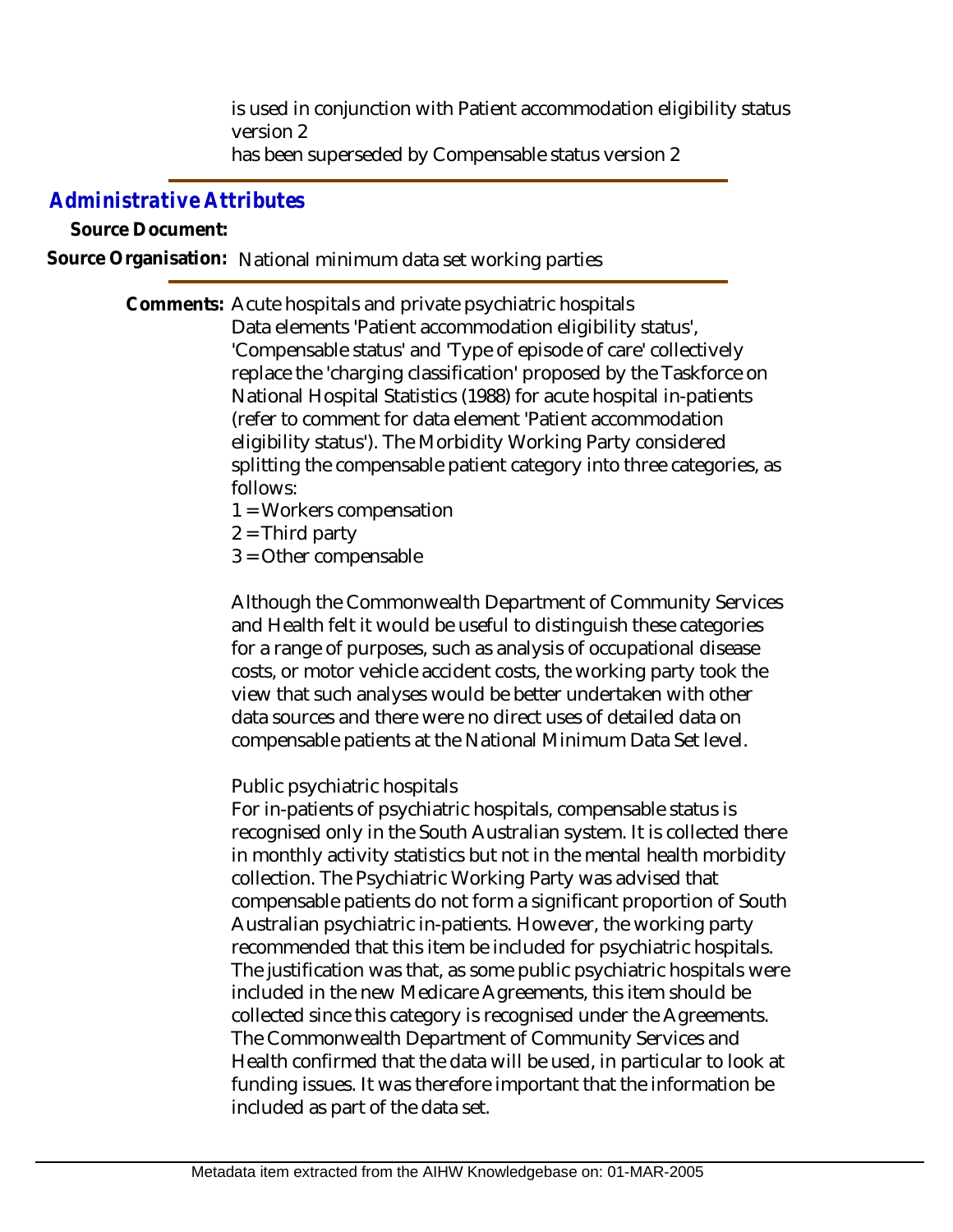is used in conjunction with Patient accommodation eligibility status version 2

has been superseded by Compensable status version 2

## Administrative Attributes

**Source Document:**

**Source Organisation:** National minimum data set working parties

**Comments:** Acute hospitals and private psychiatric hospitals

Data elements 'Patient accommodation eligibility status', 'Compensable status' and 'Type of episode of care' collectively replace the 'charging classification' proposed by the Taskforce on National Hospital Statistics (1988) for acute hospital in-patients (refer to comment for data element 'Patient accommodation eligibility status'). The Morbidity Working Party considered splitting the compensable patient category into three categories, as follows:

1 = Workers compensation

2 = Third party

3 = Other compensable

Although the Commonwealth Department of Community Services and Health felt it would be useful to distinguish these categories for a range of purposes, such as analysis of occupational disease costs, or motor vehicle accident costs, the working party took the view that such analyses would be better undertaken with other data sources and there were no direct uses of detailed data on compensable patients at the National Minimum Data Set level.

Public psychiatric hospitals

For in-patients of psychiatric hospitals, compensable status is recognised only in the South Australian system. It is collected there in monthly activity statistics but not in the mental health morbidity collection. The Psychiatric Working Party was advised that compensable patients do not form a significant proportion of South Australian psychiatric in-patients. However, the working party recommended that this item be included for psychiatric hospitals. The justification was that, as some public psychiatric hospitals were included in the new Medicare Agreements, this item should be collected since this category is recognised under the Agreements. The Commonwealth Department of Community Services and Health confirmed that the data will be used, in particular to look at funding issues. It was therefore important that the information be included as part of the data set.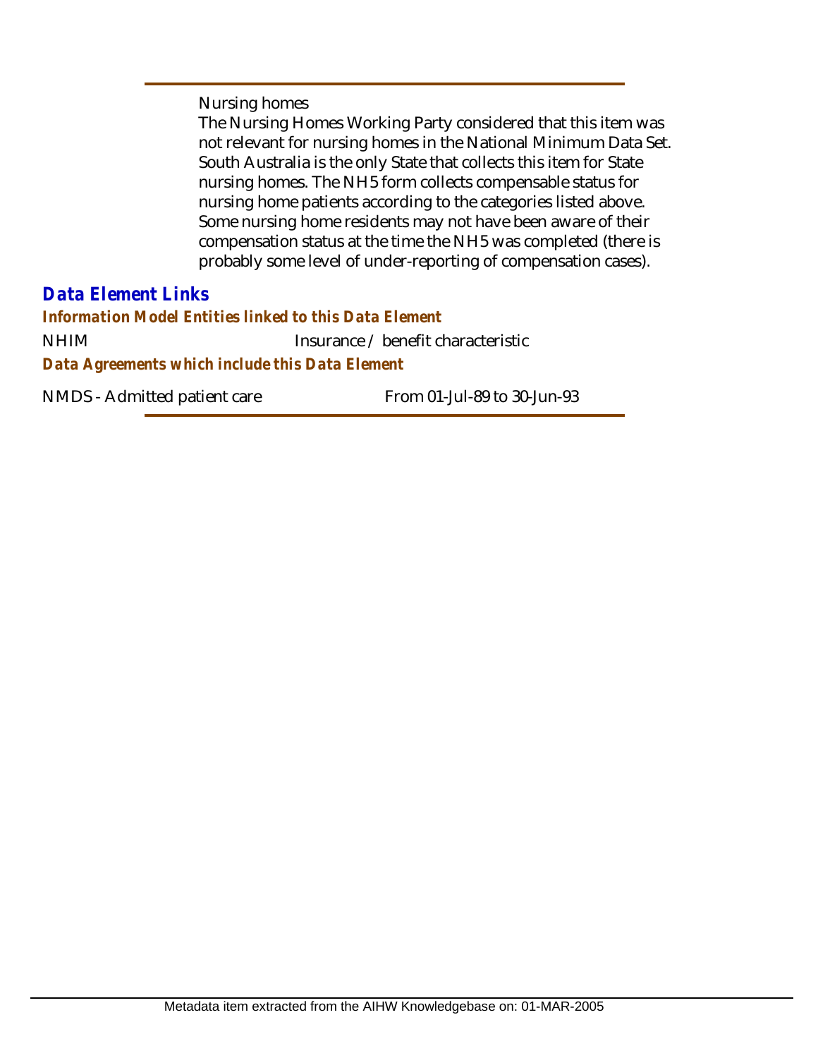Nursing homes

The Nursing Homes Working Party considered that this item was not relevant for nursing homes in the National Minimum Data Set. South Australia is the only State that collects this item for State nursing homes. The NH5 form collects compensable status for nursing home patients according to the categories listed above. Some nursing home residents may not have been aware of their compensation status at the time the NH5 was completed (there is probably some level of under-reporting of compensation cases).

## Data Element Links

### Information Model Entities linked to this Data Element

| | |
|---|---|
| NHIM | Insurance / benefit characteristic |

### Data Agreements which include this Data Element

| | |
|---|---|
| NMDS - Admitted patient care | From 01-Jul-89 to 30-Jun-93 |